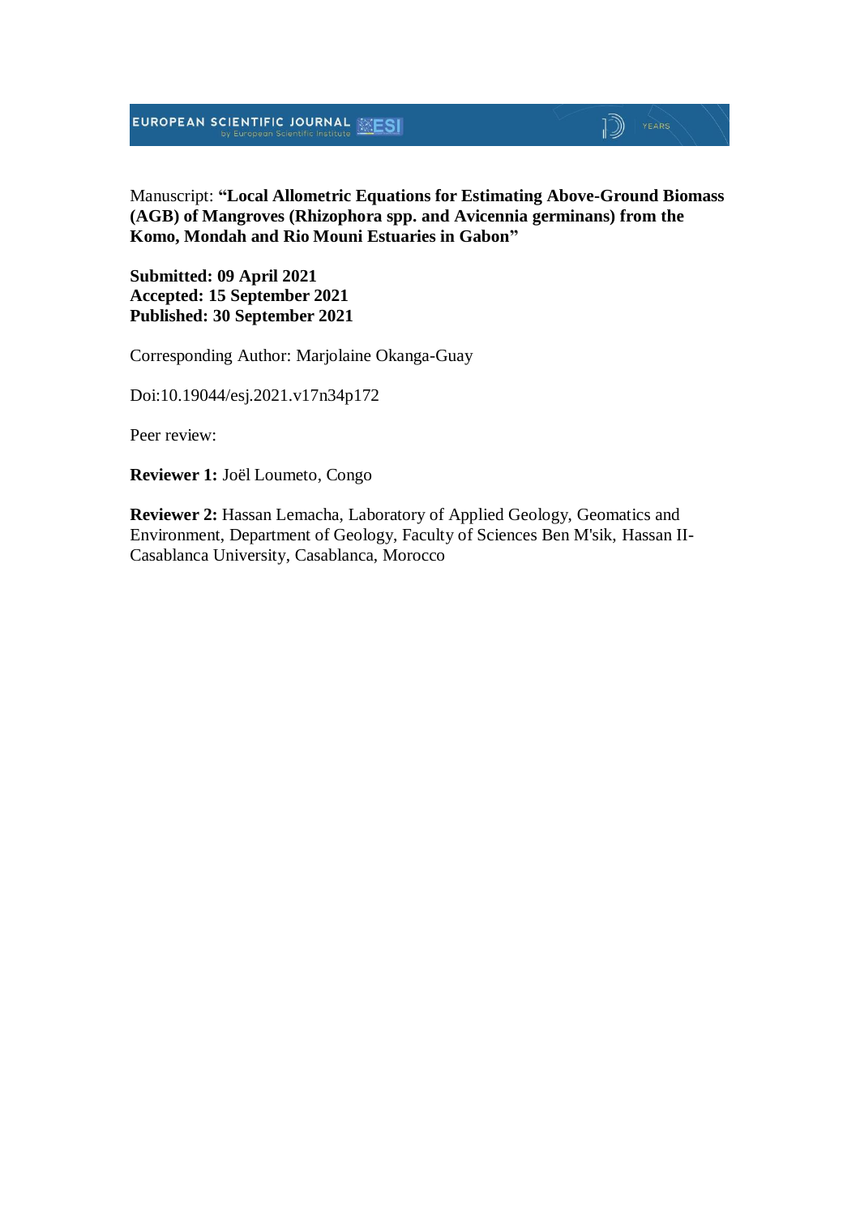Manuscript: **"Local Allometric Equations for Estimating Above-Ground Biomass (AGB) of Mangroves (Rhizophora spp. and Avicennia germinans) from the Komo, Mondah and Rio Mouni Estuaries in Gabon"**

**Submitted: 09 April 2021**
**Accepted: 15 September 2021**
**Published: 30 September 2021**

Corresponding Author: Marjolaine Okanga-Guay

Doi:10.19044/esj.2021.v17n34p172

Peer review:

**Reviewer 1:** Joël Loumeto, Congo

**Reviewer 2:** Hassan Lemacha, Laboratory of Applied Geology, Geomatics and Environment, Department of Geology, Faculty of Sciences Ben M'sik, Hassan II-Casablanca University, Casablanca, Morocco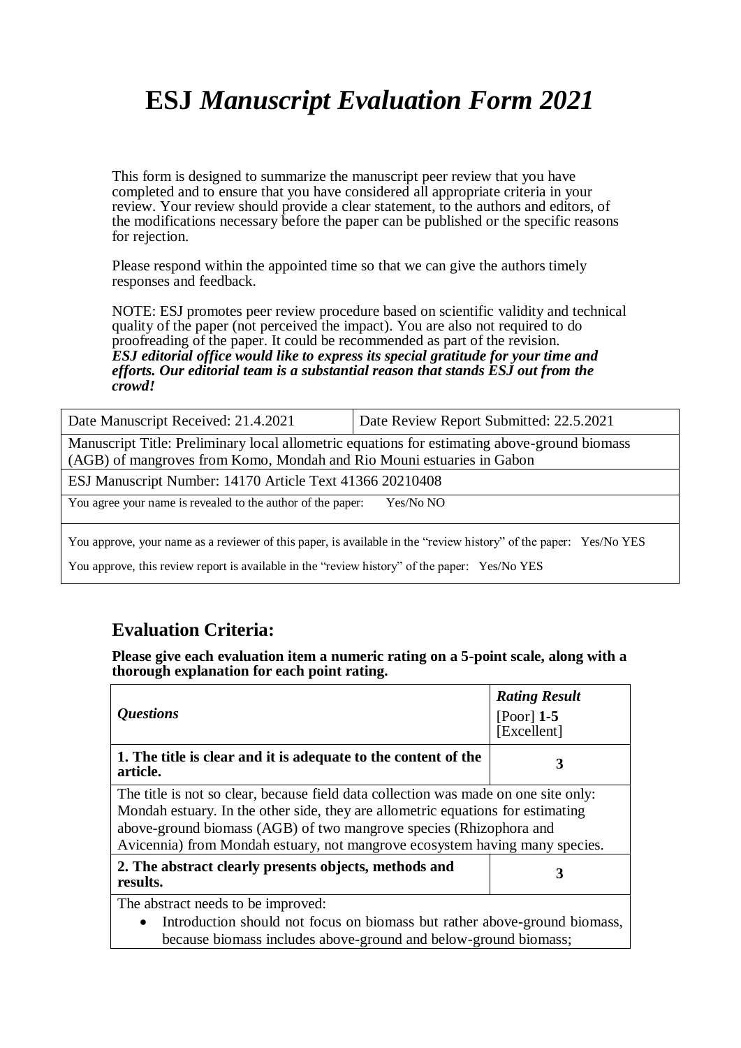# ESJ *Manuscript Evaluation Form 2021*

This form is designed to summarize the manuscript peer review that you have completed and to ensure that you have considered all appropriate criteria in your review. Your review should provide a clear statement, to the authors and editors, of the modifications necessary before the paper can be published or the specific reasons for rejection.

Please respond within the appointed time so that we can give the authors timely responses and feedback.

NOTE: ESJ promotes peer review procedure based on scientific validity and technical quality of the paper (not perceived the impact). You are also not required to do proofreading of the paper. It could be recommended as part of the revision.
***ESJ editorial office would like to express its special gratitude for your time and efforts. Our editorial team is a substantial reason that stands ESJ out from the crowd!***

| Date Manuscript Received: 21.4.2021 | Date Review Report Submitted: 22.5.2021 |
|---|---|
| Manuscript Title: Preliminary local allometric equations for estimating above-ground biomass (AGB) of mangroves from Komo, Mondah and Rio Mouni estuaries in Gabon | |
| ESJ Manuscript Number: 14170 Article Text 41366 20210408 | |
| You agree your name is revealed to the author of the paper: Yes/No NO | |
| You approve, your name as a reviewer of this paper, is available in the "review history" of the paper: Yes/No YES<br>You approve, this review report is available in the "review history" of the paper: Yes/No YES | |

## Evaluation Criteria:

**Please give each evaluation item a numeric rating on a 5-point scale, along with a thorough explanation for each point rating.**

| ***Questions*** | ***Rating Result*** [Poor] **1-5** [Excellent] |
|---|---|
| **1. The title is clear and it is adequate to the content of the article.** | **3** |
| The title is not so clear, because field data collection was made on one site only: Mondah estuary. In the other side, they are allometric equations for estimating above-ground biomass (AGB) of two mangrove species (Rhizophora and Avicennia) from Mondah estuary, not mangrove ecosystem having many species. | |
| **2. The abstract clearly presents objects, methods and results.** | **3** |
| The abstract needs to be improved:<br>• Introduction should not focus on biomass but rather above-ground biomass, because biomass includes above-ground and below-ground biomass; | |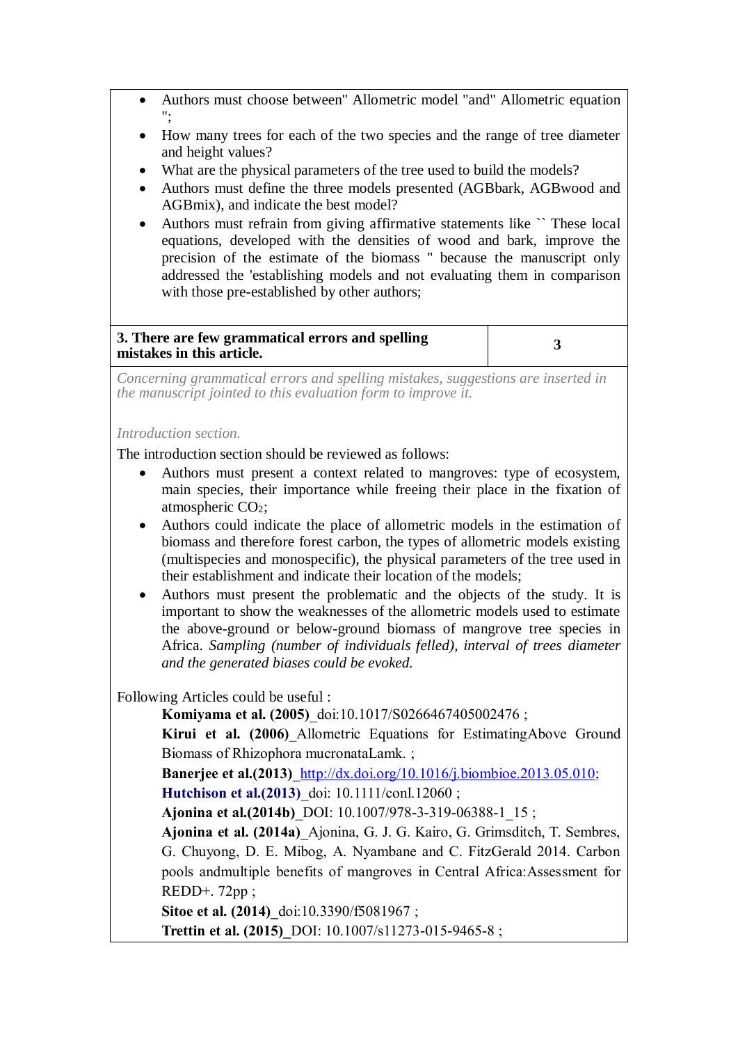- Authors must choose between" Allometric model "and" Allometric equation ";
- How many trees for each of the two species and the range of tree diameter and height values?
- What are the physical parameters of the tree used to build the models?
- Authors must define the three models presented (AGBbark, AGBwood and AGBmix), and indicate the best model?
- Authors must refrain from giving affirmative statements like `` These local equations, developed with the densities of wood and bark, improve the precision of the estimate of the biomass " because the manuscript only addressed the 'establishing models and not evaluating them in comparison with those pre-established by other authors;

| **3. There are few grammatical errors and spelling mistakes in this article.** | **3** |
|---|---|

*Concerning grammatical errors and spelling mistakes, suggestions are inserted in the manuscript jointed to this evaluation form to improve it.*

*Introduction section.*

The introduction section should be reviewed as follows:

- Authors must present a context related to mangroves: type of ecosystem, main species, their importance while freeing their place in the fixation of atmospheric $CO_2$;
- Authors could indicate the place of allometric models in the estimation of biomass and therefore forest carbon, the types of allometric models existing (multispecies and monospecific), the physical parameters of the tree used in their establishment and indicate their location of the models;
- Authors must present the problematic and the objects of the study. It is important to show the weaknesses of the allometric models used to estimate the above-ground or below-ground biomass of mangrove tree species in Africa. *Sampling (number of individuals felled), interval of trees diameter and the generated biases could be evoked.*

Following Articles could be useful :

**Komiyama et al. (2005)**_doi:10.1017/S0266467405002476 ;

**Kirui et al. (2006)**_Allometric Equations for EstimatingAbove Ground Biomass of Rhizophora mucronataLamk. ;

**Banerjee et al.(2013)**_http://dx.doi.org/10.1016/j.biombioe.2013.05.010;

**Hutchison et al.(2013)**_doi: 10.1111/conl.12060 ;

**Ajonina et al.(2014b)**_DOI: 10.1007/978-3-319-06388-1_15 ;

**Ajonina et al. (2014a)**_Ajonina, G. J. G. Kairo, G. Grimsditch, T. Sembres, G. Chuyong, D. E. Mibog, A. Nyambane and C. FitzGerald 2014. Carbon pools andmultiple benefits of mangroves in Central Africa:Assessment for REDD+. 72pp ;

**Sitoe et al. (2014)**_doi:10.3390/f5081967 ;

**Trettin et al. (2015)**_DOI: 10.1007/s11273-015-9465-8 ;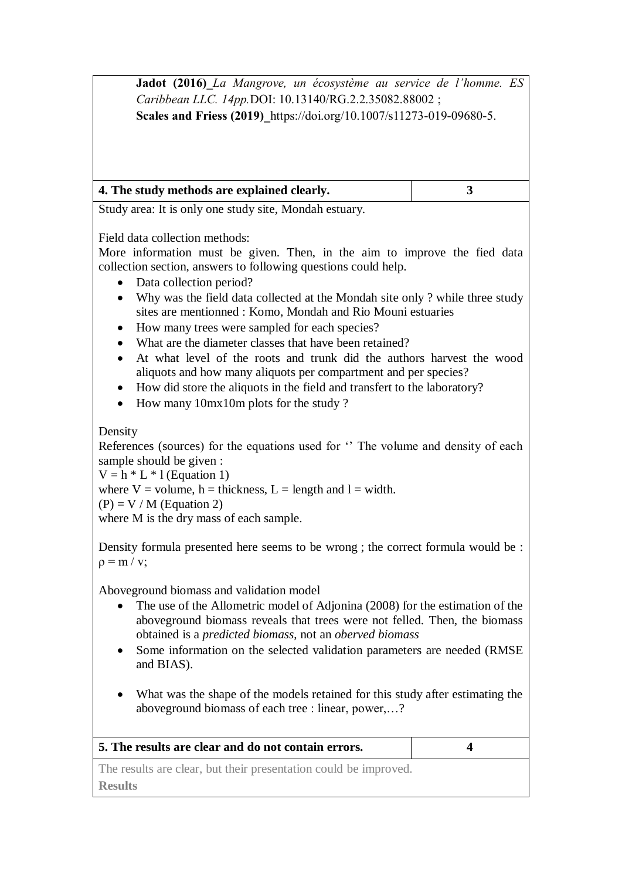**Jadot (2016)** *La Mangrove, un écosystème au service de l'homme. ES Caribbean LLC. 14pp.* DOI: 10.13140/RG.2.2.35082.88002 ;
**Scales and Friess (2019)** https://doi.org/10.1007/s11273-019-09680-5.

| 4. The study methods are explained clearly. | 3 |
| --- | --- |

Study area: It is only one study site, Mondah estuary.

Field data collection methods:
More information must be given. Then, in the aim to improve the fied data collection section, answers to following questions could help.

- Data collection period?
- Why was the field data collected at the Mondah site only ? while three study sites are mentionned : Komo, Mondah and Rio Mouni estuaries
- How many trees were sampled for each species?
- What are the diameter classes that have been retained?
- At what level of the roots and trunk did the authors harvest the wood aliquots and how many aliquots per compartment and per species?
- How did store the aliquots in the field and transfert to the laboratory?
- How many 10mx10m plots for the study ?

Density
References (sources) for the equations used for '' The volume and density of each sample should be given :
$V = h * L * l$ (Equation 1)
where V = volume, h = thickness, L = length and l = width.
$(P) = V / M$ (Equation 2)
where M is the dry mass of each sample.

Density formula presented here seems to be wrong ; the correct formula would be : $\rho = m / v$;

Aboveground biomass and validation model

- The use of the Allometric model of Adjonina (2008) for the estimation of the aboveground biomass reveals that trees were not felled. Then, the biomass obtained is a *predicted biomass*, not an *oberved biomass*
- Some information on the selected validation parameters are needed (RMSE and BIAS).
- What was the shape of the models retained for this study after estimating the aboveground biomass of each tree : linear, power,…?

| 5. The results are clear and do not contain errors. | 4 |
| --- | --- |

The results are clear, but their presentation could be improved.
**Results**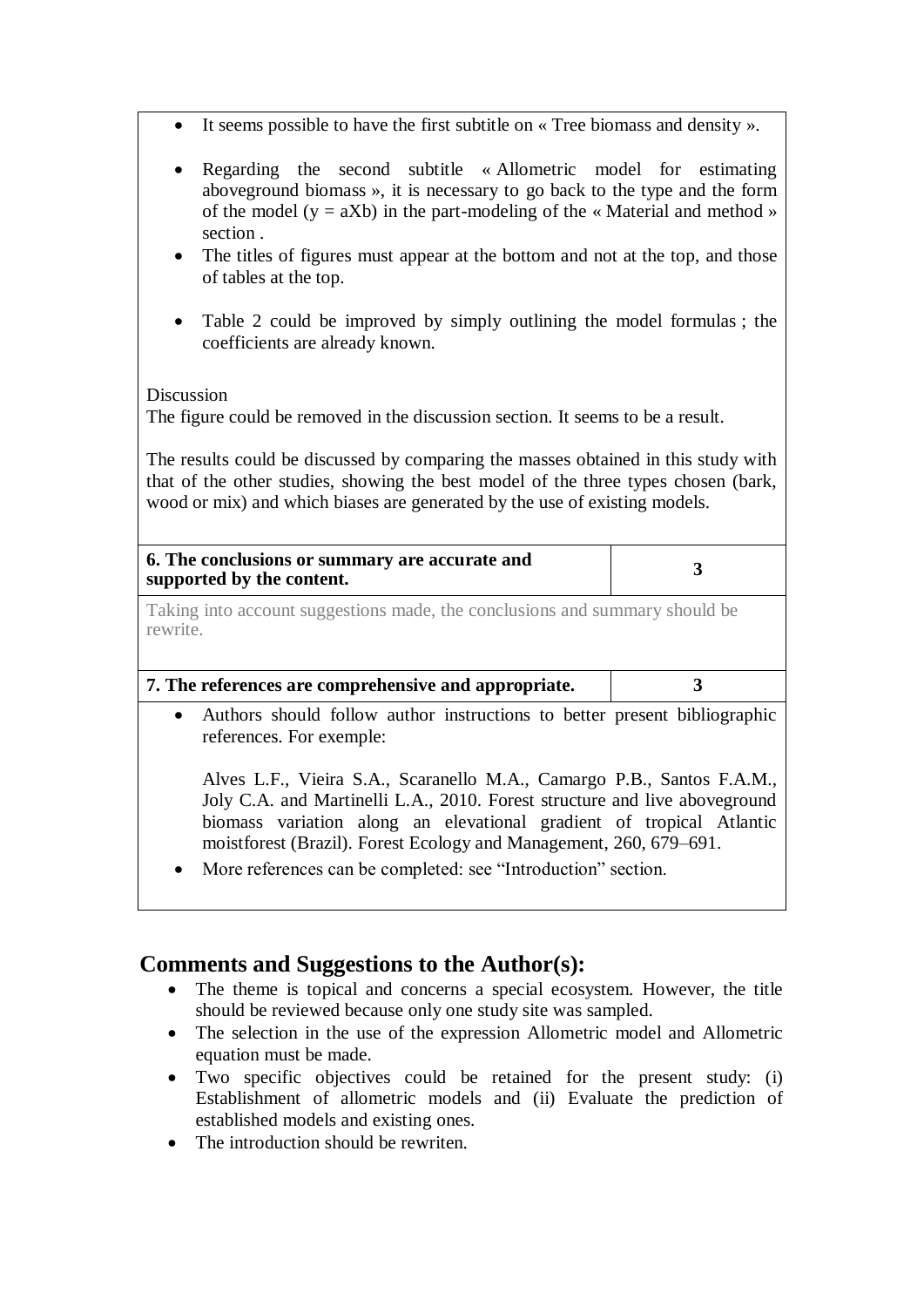- It seems possible to have the first subtitle on « Tree biomass and density ».
- Regarding the second subtitle « Allometric model for estimating aboveground biomass », it is necessary to go back to the type and the form of the model ($y = aXb$) in the part-modeling of the « Material and method » section .
- The titles of figures must appear at the bottom and not at the top, and those of tables at the top.
- Table 2 could be improved by simply outlining the model formulas ; the coefficients are already known.

Discussion

The figure could be removed in the discussion section. It seems to be a result.

The results could be discussed by comparing the masses obtained in this study with that of the other studies, showing the best model of the three types chosen (bark, wood or mix) and which biases are generated by the use of existing models.

| **6. The conclusions or summary are accurate and supported by the content.** | **3** |
|---|---|

Taking into account suggestions made, the conclusions and summary should be rewrite.

| **7. The references are comprehensive and appropriate.** | **3** |
|---|---|

- Authors should follow author instructions to better present bibliographic references. For exemple:

  Alves L.F., Vieira S.A., Scaranello M.A., Camargo P.B., Santos F.A.M., Joly C.A. and Martinelli L.A., 2010. Forest structure and live aboveground biomass variation along an elevational gradient of tropical Atlantic moistforest (Brazil). Forest Ecology and Management, 260, 679–691.
- More references can be completed: see "Introduction" section.

## Comments and Suggestions to the Author(s):

- The theme is topical and concerns a special ecosystem. However, the title should be reviewed because only one study site was sampled.
- The selection in the use of the expression Allometric model and Allometric equation must be made.
- Two specific objectives could be retained for the present study: (i) Establishment of allometric models and (ii) Evaluate the prediction of established models and existing ones.
- The introduction should be rewriten.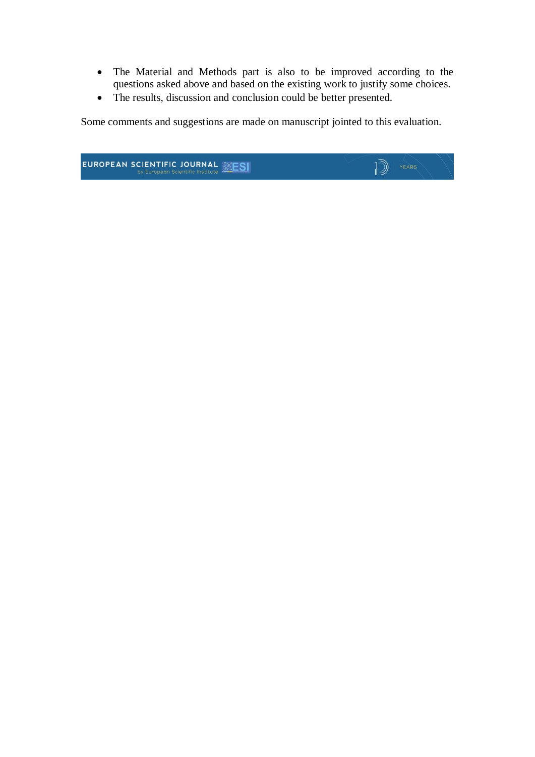- The Material and Methods part is also to be improved according to the questions asked above and based on the existing work to justify some choices.
- The results, discussion and conclusion could be better presented.

Some comments and suggestions are made on manuscript jointed to this evaluation.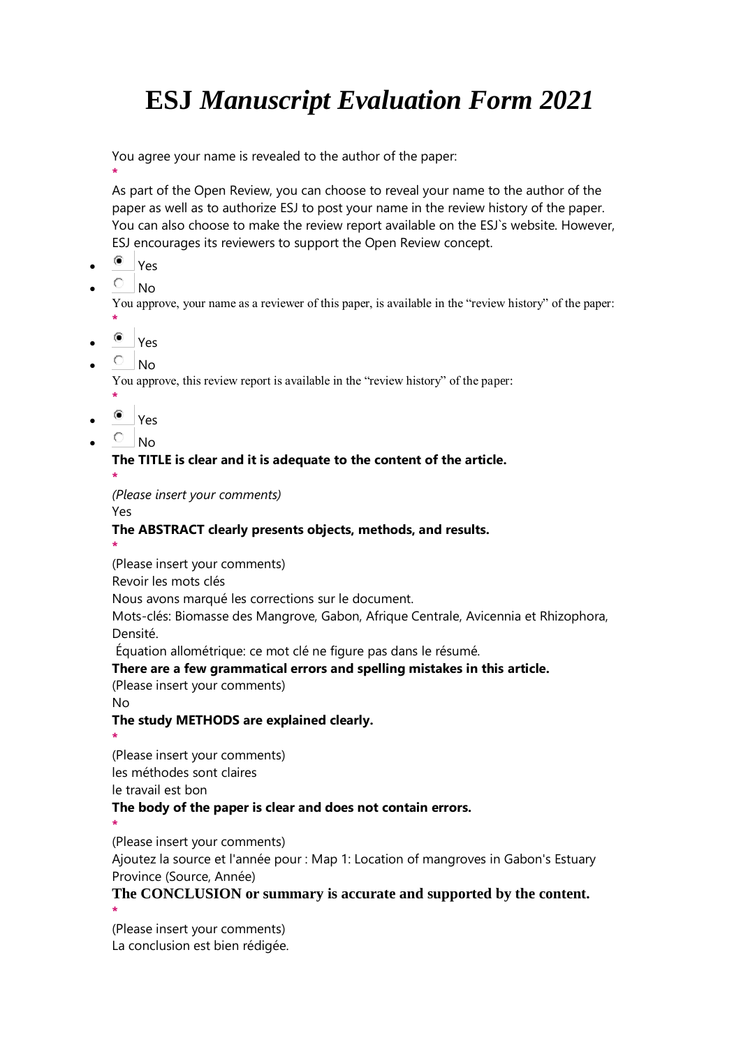# ESJ *Manuscript Evaluation Form 2021*

You agree your name is revealed to the author of the paper:
*
As part of the Open Review, you can choose to reveal your name to the author of the paper as well as to authorize ESJ to post your name in the review history of the paper. You can also choose to make the review report available on the ESJ`s website. However, ESJ encourages its reviewers to support the Open Review concept.

- (x) Yes
- ( ) No

You approve, your name as a reviewer of this paper, is available in the "review history" of the paper:
*

- (x) Yes
- ( ) No

You approve, this review report is available in the "review history" of the paper:
*

- (x) Yes
- ( ) No

**The TITLE is clear and it is adequate to the content of the article.**
*
*(Please insert your comments)*
Yes

**The ABSTRACT clearly presents objects, methods, and results.**
*
(Please insert your comments)
Revoir les mots clés
Nous avons marqué les corrections sur le document.
Mots-clés: Biomasse des Mangrove, Gabon, Afrique Centrale, Avicennia et Rhizophora, Densité.
Équation allométrique: ce mot clé ne figure pas dans le résumé.

**There are a few grammatical errors and spelling mistakes in this article.**
(Please insert your comments)
No

**The study METHODS are explained clearly.**
*
(Please insert your comments)
les méthodes sont claires
le travail est bon

**The body of the paper is clear and does not contain errors.**
*
(Please insert your comments)
Ajoutez la source et l'année pour : Map 1: Location of mangroves in Gabon's Estuary Province (Source, Année)

**The CONCLUSION or summary is accurate and supported by the content.**
*
(Please insert your comments)
La conclusion est bien rédigée.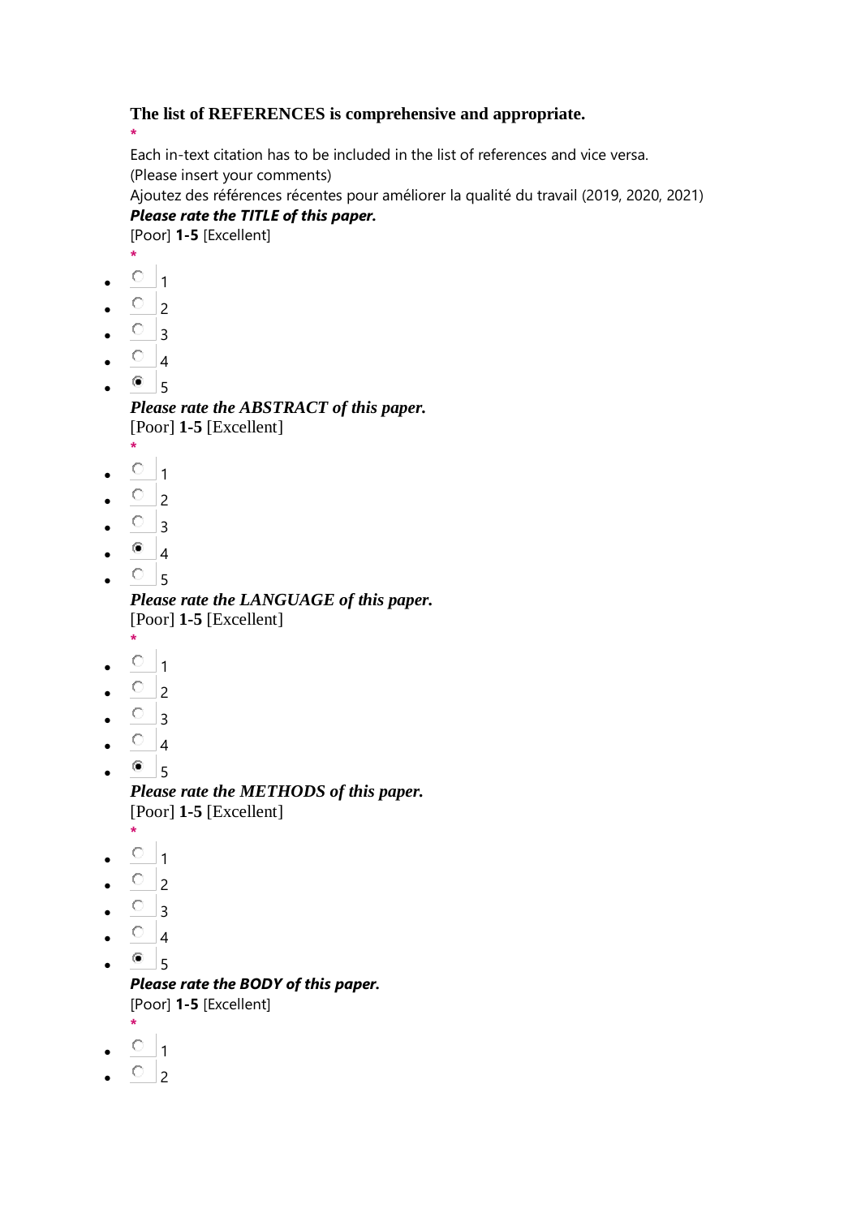**The list of REFERENCES is comprehensive and appropriate.**
*
Each in-text citation has to be included in the list of references and vice versa.
(Please insert your comments)
Ajoutez des références récentes pour améliorer la qualité du travail (2019, 2020, 2021)

***Please rate the TITLE of this paper.***
[Poor] **1-5** [Excellent]
*

- ○ 1
- ○ 2
- ○ 3
- ○ 4
- ◉ 5

***Please rate the ABSTRACT of this paper.***
[Poor] **1-5** [Excellent]
*

- ○ 1
- ○ 2
- ○ 3
- ◉ 4
- ○ 5

***Please rate the LANGUAGE of this paper.***
[Poor] **1-5** [Excellent]
*

- ○ 1
- ○ 2
- ○ 3
- ○ 4
- ◉ 5

***Please rate the METHODS of this paper.***
[Poor] **1-5** [Excellent]
*

- ○ 1
- ○ 2
- ○ 3
- ○ 4
- ◉ 5

***Please rate the BODY of this paper.***
[Poor] **1-5** [Excellent]
*

- ○ 1
- ○ 2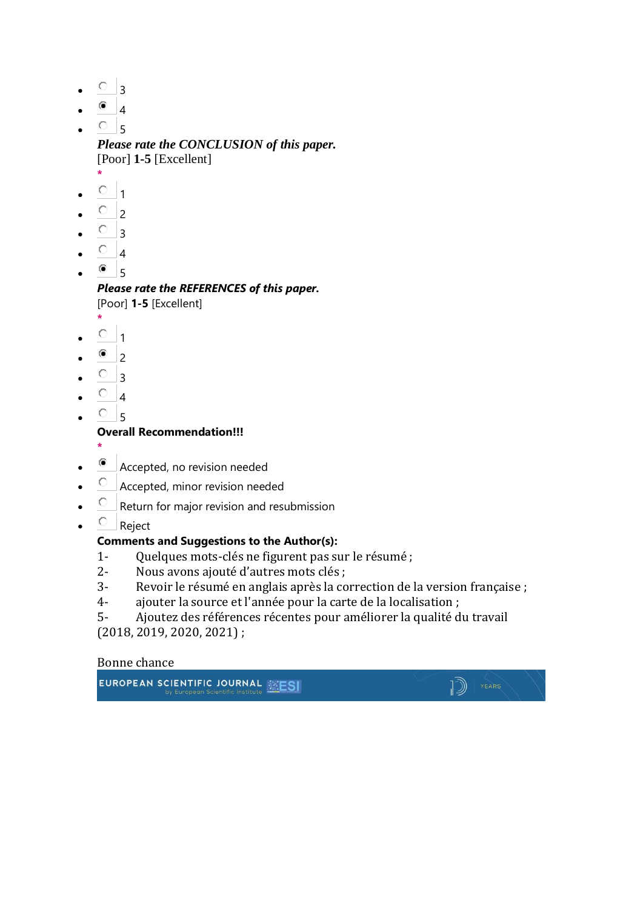- ○ 3
- ◉ 4
- ○ 5

***Please rate the CONCLUSION of this paper.***
[Poor] **1-5** [Excellent]
*

- ○ 1
- ○ 2
- ○ 3
- ○ 4
- ◉ 5

***Please rate the REFERENCES of this paper.***
[Poor] **1-5** [Excellent]
*

- ○ 1
- ◉ 2
- ○ 3
- ○ 4
- ○ 5

**Overall Recommendation!!!**
*

- ◉ Accepted, no revision needed
- ○ Accepted, minor revision needed
- ○ Return for major revision and resubmission
- ○ Reject

**Comments and Suggestions to the Author(s):**

1- Quelques mots-clés ne figurent pas sur le résumé ;
2- Nous avons ajouté d'autres mots clés ;
3- Revoir le résumé en anglais après la correction de la version française ;
4- ajouter la source et l'année pour la carte de la localisation ;
5- Ajoutez des références récentes pour améliorer la qualité du travail (2018, 2019, 2020, 2021) ;

Bonne chance